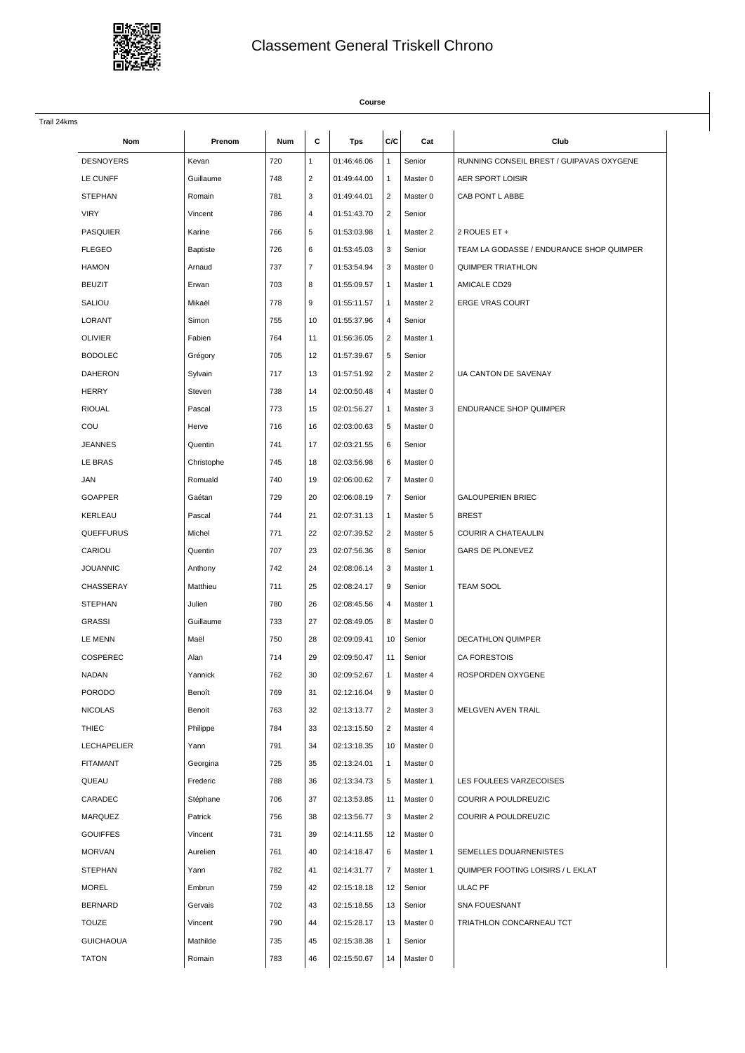# Classement General Triskell Chrono

**Course**

Trail 24kms

| Nom | Prenom | Num | C | Tps | C/C | Cat | Club |
|---|---|---|---|---|---|---|---|
| DESNOYERS | Kevan | 720 | 1 | 01:46:46.06 | 1 | Senior | RUNNING CONSEIL BREST / GUIPAVAS OXYGENE |
| LE CUNFF | Guillaume | 748 | 2 | 01:49:44.00 | 1 | Master 0 | AER SPORT LOISIR |
| STEPHAN | Romain | 781 | 3 | 01:49:44.01 | 2 | Master 0 | CAB PONT L ABBE |
| VIRY | Vincent | 786 | 4 | 01:51:43.70 | 2 | Senior | |
| PASQUIER | Karine | 766 | 5 | 01:53:03.98 | 1 | Master 2 | 2 ROUES ET + |
| FLEGEO | Baptiste | 726 | 6 | 01:53:45.03 | 3 | Senior | TEAM LA GODASSE / ENDURANCE SHOP QUIMPER |
| HAMON | Arnaud | 737 | 7 | 01:53:54.94 | 3 | Master 0 | QUIMPER TRIATHLON |
| BEUZIT | Erwan | 703 | 8 | 01:55:09.57 | 1 | Master 1 | AMICALE CD29 |
| SALIOU | Mikaël | 778 | 9 | 01:55:11.57 | 1 | Master 2 | ERGE VRAS COURT |
| LORANT | Simon | 755 | 10 | 01:55:37.96 | 4 | Senior | |
| OLIVIER | Fabien | 764 | 11 | 01:56:36.05 | 2 | Master 1 | |
| BODOLEC | Grégory | 705 | 12 | 01:57:39.67 | 5 | Senior | |
| DAHERON | Sylvain | 717 | 13 | 01:57:51.92 | 2 | Master 2 | UA CANTON DE SAVENAY |
| HERRY | Steven | 738 | 14 | 02:00:50.48 | 4 | Master 0 | |
| RIOUAL | Pascal | 773 | 15 | 02:01:56.27 | 1 | Master 3 | ENDURANCE SHOP QUIMPER |
| COU | Herve | 716 | 16 | 02:03:00.63 | 5 | Master 0 | |
| JEANNES | Quentin | 741 | 17 | 02:03:21.55 | 6 | Senior | |
| LE BRAS | Christophe | 745 | 18 | 02:03:56.98 | 6 | Master 0 | |
| JAN | Romuald | 740 | 19 | 02:06:00.62 | 7 | Master 0 | |
| GOAPPER | Gaétan | 729 | 20 | 02:06:08.19 | 7 | Senior | GALOUPERIEN BRIEC |
| KERLEAU | Pascal | 744 | 21 | 02:07:31.13 | 1 | Master 5 | BREST |
| QUEFFURUS | Michel | 771 | 22 | 02:07:39.52 | 2 | Master 5 | COURIR A CHATEAULIN |
| CARIOU | Quentin | 707 | 23 | 02:07:56.36 | 8 | Senior | GARS DE PLONEVEZ |
| JOUANNIC | Anthony | 742 | 24 | 02:08:06.14 | 3 | Master 1 | |
| CHASSERAY | Matthieu | 711 | 25 | 02:08:24.17 | 9 | Senior | TEAM SOOL |
| STEPHAN | Julien | 780 | 26 | 02:08:45.56 | 4 | Master 1 | |
| GRASSI | Guillaume | 733 | 27 | 02:08:49.05 | 8 | Master 0 | |
| LE MENN | Maël | 750 | 28 | 02:09:09.41 | 10 | Senior | DECATHLON QUIMPER |
| COSPEREC | Alan | 714 | 29 | 02:09:50.47 | 11 | Senior | CA FORESTOIS |
| NADAN | Yannick | 762 | 30 | 02:09:52.67 | 1 | Master 4 | ROSPORDEN OXYGENE |
| PORODO | Benoît | 769 | 31 | 02:12:16.04 | 9 | Master 0 | |
| NICOLAS | Benoit | 763 | 32 | 02:13:13.77 | 2 | Master 3 | MELGVEN AVEN TRAIL |
| THIEC | Philippe | 784 | 33 | 02:13:15.50 | 2 | Master 4 | |
| LECHAPELIER | Yann | 791 | 34 | 02:13:18.35 | 10 | Master 0 | |
| FITAMANT | Georgina | 725 | 35 | 02:13:24.01 | 1 | Master 0 | |
| QUEAU | Frederic | 788 | 36 | 02:13:34.73 | 5 | Master 1 | LES FOULEES VARZECOISES |
| CARADEC | Stéphane | 706 | 37 | 02:13:53.85 | 11 | Master 0 | COURIR A POULDREUZIC |
| MARQUEZ | Patrick | 756 | 38 | 02:13:56.77 | 3 | Master 2 | COURIR A POULDREUZIC |
| GOUIFFES | Vincent | 731 | 39 | 02:14:11.55 | 12 | Master 0 | |
| MORVAN | Aurelien | 761 | 40 | 02:14:18.47 | 6 | Master 1 | SEMELLES DOUARNENISTES |
| STEPHAN | Yann | 782 | 41 | 02:14:31.77 | 7 | Master 1 | QUIMPER FOOTING LOISIRS / L EKLAT |
| MOREL | Embrun | 759 | 42 | 02:15:18.18 | 12 | Senior | ULAC PF |
| BERNARD | Gervais | 702 | 43 | 02:15:18.55 | 13 | Senior | SNA FOUESNANT |
| TOUZE | Vincent | 790 | 44 | 02:15:28.17 | 13 | Master 0 | TRIATHLON CONCARNEAU TCT |
| GUICHAOUA | Mathilde | 735 | 45 | 02:15:38.38 | 1 | Senior | |
| TATON | Romain | 783 | 46 | 02:15:50.67 | 14 | Master 0 | |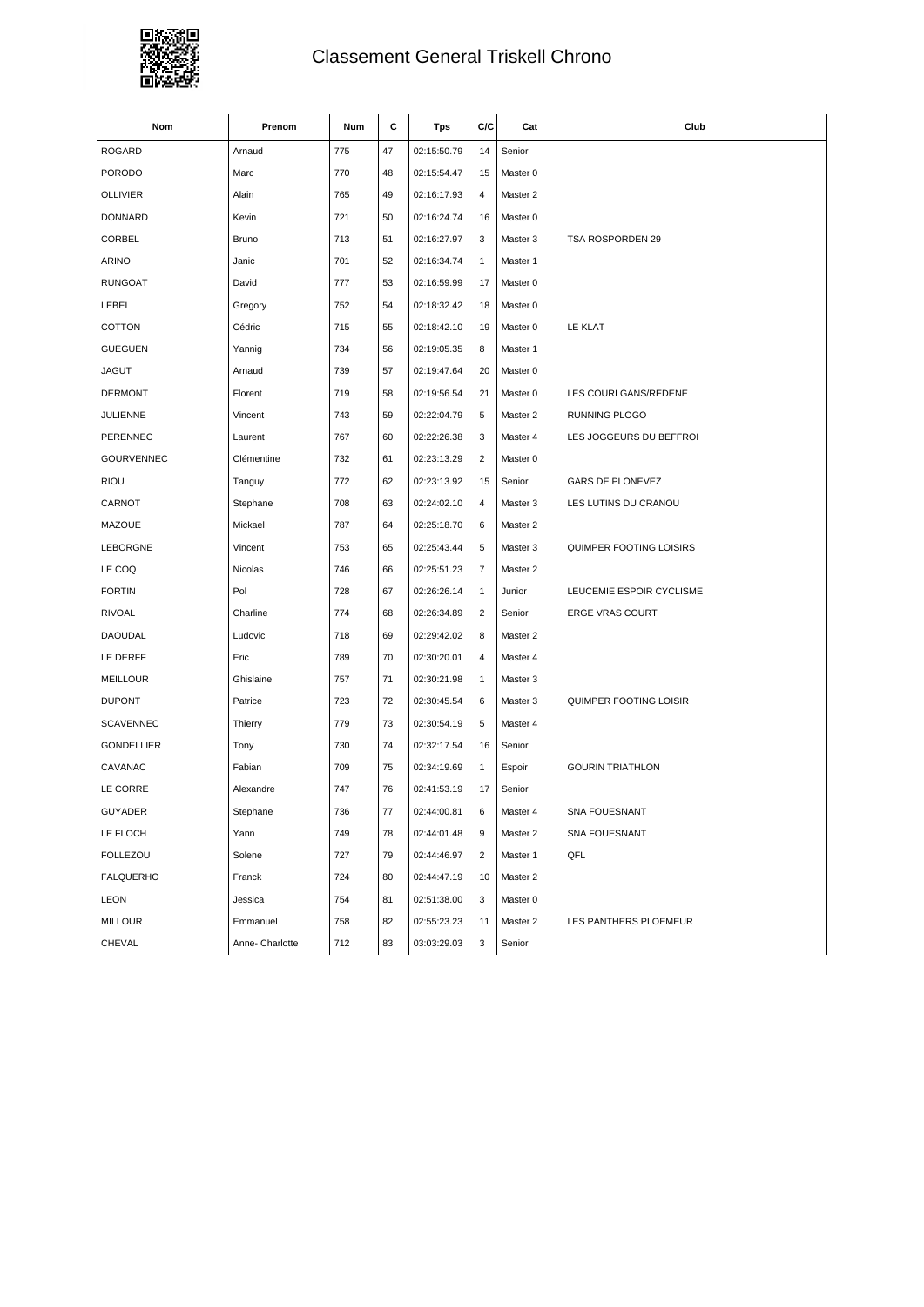# Classement General Triskell Chrono

| Nom | Prenom | Num | C | Tps | C/C | Cat | Club |
|---|---|---|---|---|---|---|---|
| ROGARD | Arnaud | 775 | 47 | 02:15:50.79 | 14 | Senior | |
| PORODO | Marc | 770 | 48 | 02:15:54.47 | 15 | Master 0 | |
| OLLIVIER | Alain | 765 | 49 | 02:16:17.93 | 4 | Master 2 | |
| DONNARD | Kevin | 721 | 50 | 02:16:24.74 | 16 | Master 0 | |
| CORBEL | Bruno | 713 | 51 | 02:16:27.97 | 3 | Master 3 | TSA ROSPORDEN 29 |
| ARINO | Janic | 701 | 52 | 02:16:34.74 | 1 | Master 1 | |
| RUNGOAT | David | 777 | 53 | 02:16:59.99 | 17 | Master 0 | |
| LEBEL | Gregory | 752 | 54 | 02:18:32.42 | 18 | Master 0 | |
| COTTON | Cédric | 715 | 55 | 02:18:42.10 | 19 | Master 0 | LE KLAT |
| GUEGUEN | Yannig | 734 | 56 | 02:19:05.35 | 8 | Master 1 | |
| JAGUT | Arnaud | 739 | 57 | 02:19:47.64 | 20 | Master 0 | |
| DERMONT | Florent | 719 | 58 | 02:19:56.54 | 21 | Master 0 | LES COURI GANS/REDENE |
| JULIENNE | Vincent | 743 | 59 | 02:22:04.79 | 5 | Master 2 | RUNNING PLOGO |
| PERENNEC | Laurent | 767 | 60 | 02:22:26.38 | 3 | Master 4 | LES JOGGEURS DU BEFFROI |
| GOURVENNEC | Clémentine | 732 | 61 | 02:23:13.29 | 2 | Master 0 | |
| RIOU | Tanguy | 772 | 62 | 02:23:13.92 | 15 | Senior | GARS DE PLONEVEZ |
| CARNOT | Stephane | 708 | 63 | 02:24:02.10 | 4 | Master 3 | LES LUTINS DU CRANOU |
| MAZOUE | Mickael | 787 | 64 | 02:25:18.70 | 6 | Master 2 | |
| LEBORGNE | Vincent | 753 | 65 | 02:25:43.44 | 5 | Master 3 | QUIMPER FOOTING LOISIRS |
| LE COQ | Nicolas | 746 | 66 | 02:25:51.23 | 7 | Master 2 | |
| FORTIN | Pol | 728 | 67 | 02:26:26.14 | 1 | Junior | LEUCEMIE ESPOIR CYCLISME |
| RIVOAL | Charline | 774 | 68 | 02:26:34.89 | 2 | Senior | ERGE VRAS COURT |
| DAOUDAL | Ludovic | 718 | 69 | 02:29:42.02 | 8 | Master 2 | |
| LE DERFF | Eric | 789 | 70 | 02:30:20.01 | 4 | Master 4 | |
| MEILLOUR | Ghislaine | 757 | 71 | 02:30:21.98 | 1 | Master 3 | |
| DUPONT | Patrice | 723 | 72 | 02:30:45.54 | 6 | Master 3 | QUIMPER FOOTING LOISIR |
| SCAVENNEC | Thierry | 779 | 73 | 02:30:54.19 | 5 | Master 4 | |
| GONDELLIER | Tony | 730 | 74 | 02:32:17.54 | 16 | Senior | |
| CAVANAC | Fabian | 709 | 75 | 02:34:19.69 | 1 | Espoir | GOURIN TRIATHLON |
| LE CORRE | Alexandre | 747 | 76 | 02:41:53.19 | 17 | Senior | |
| GUYADER | Stephane | 736 | 77 | 02:44:00.81 | 6 | Master 4 | SNA FOUESNANT |
| LE FLOCH | Yann | 749 | 78 | 02:44:01.48 | 9 | Master 2 | SNA FOUESNANT |
| FOLLEZOU | Solene | 727 | 79 | 02:44:46.97 | 2 | Master 1 | QFL |
| FALQUERHO | Franck | 724 | 80 | 02:44:47.19 | 10 | Master 2 | |
| LEON | Jessica | 754 | 81 | 02:51:38.00 | 3 | Master 0 | |
| MILLOUR | Emmanuel | 758 | 82 | 02:55:23.23 | 11 | Master 2 | LES PANTHERS PLOEMEUR |
| CHEVAL | Anne- Charlotte | 712 | 83 | 03:03:29.03 | 3 | Senior | |